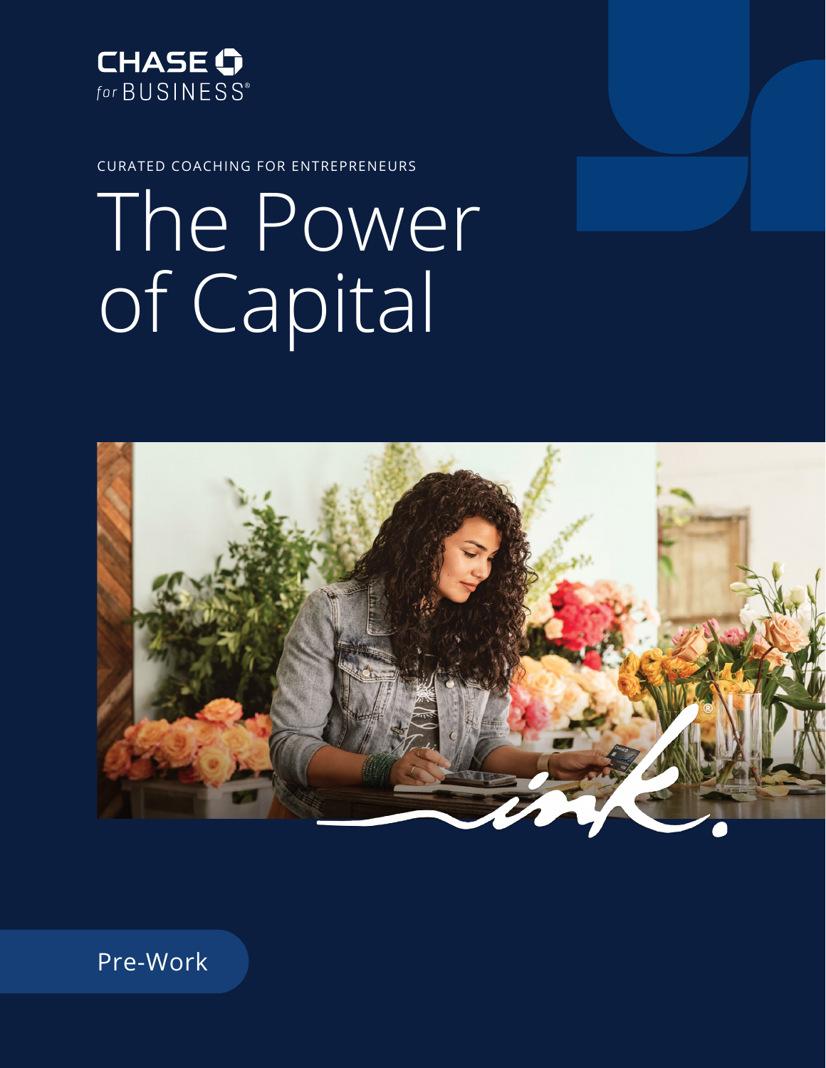CHASE for BUSINESS®

CURATED COACHING FOR ENTREPRENEURS

# The Power of Capital

Pre-Work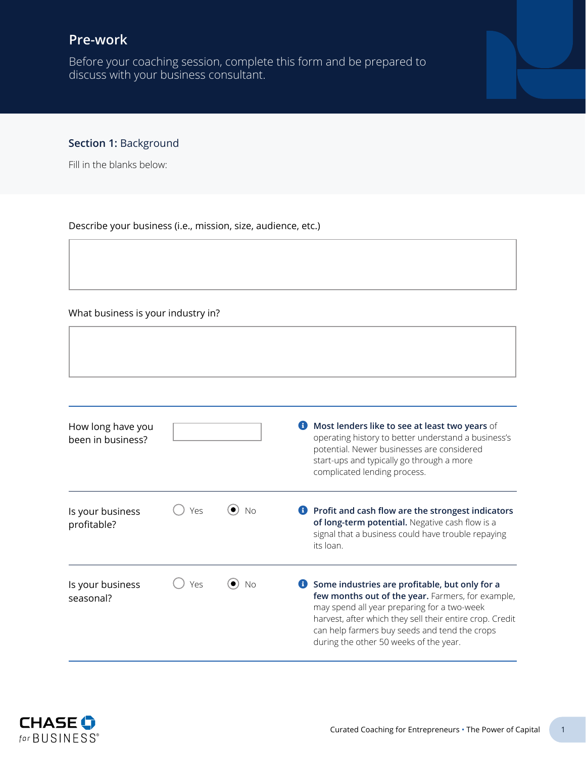## Pre-work

Before your coaching session, complete this form and be prepared to discuss with your business consultant.

### **Section 1:** Background

Fill in the blanks below:

Describe your business (i.e., mission, size, audience, etc.)

What business is your industry in?

How long have you been in business?

**Most lenders like to see at least two years** of operating history to better understand a business's potential. Newer businesses are considered start-ups and typically go through a more complicated lending process.

Is your business profitable? ○ Yes ◉ No

**Profit and cash flow are the strongest indicators of long-term potential.** Negative cash flow is a signal that a business could have trouble repaying its loan.

Is your business seasonal? ○ Yes ◉ No

**Some industries are profitable, but only for a few months out of the year.** Farmers, for example, may spend all year preparing for a two-week harvest, after which they sell their entire crop. Credit can help farmers buy seeds and tend the crops during the other 50 weeks of the year.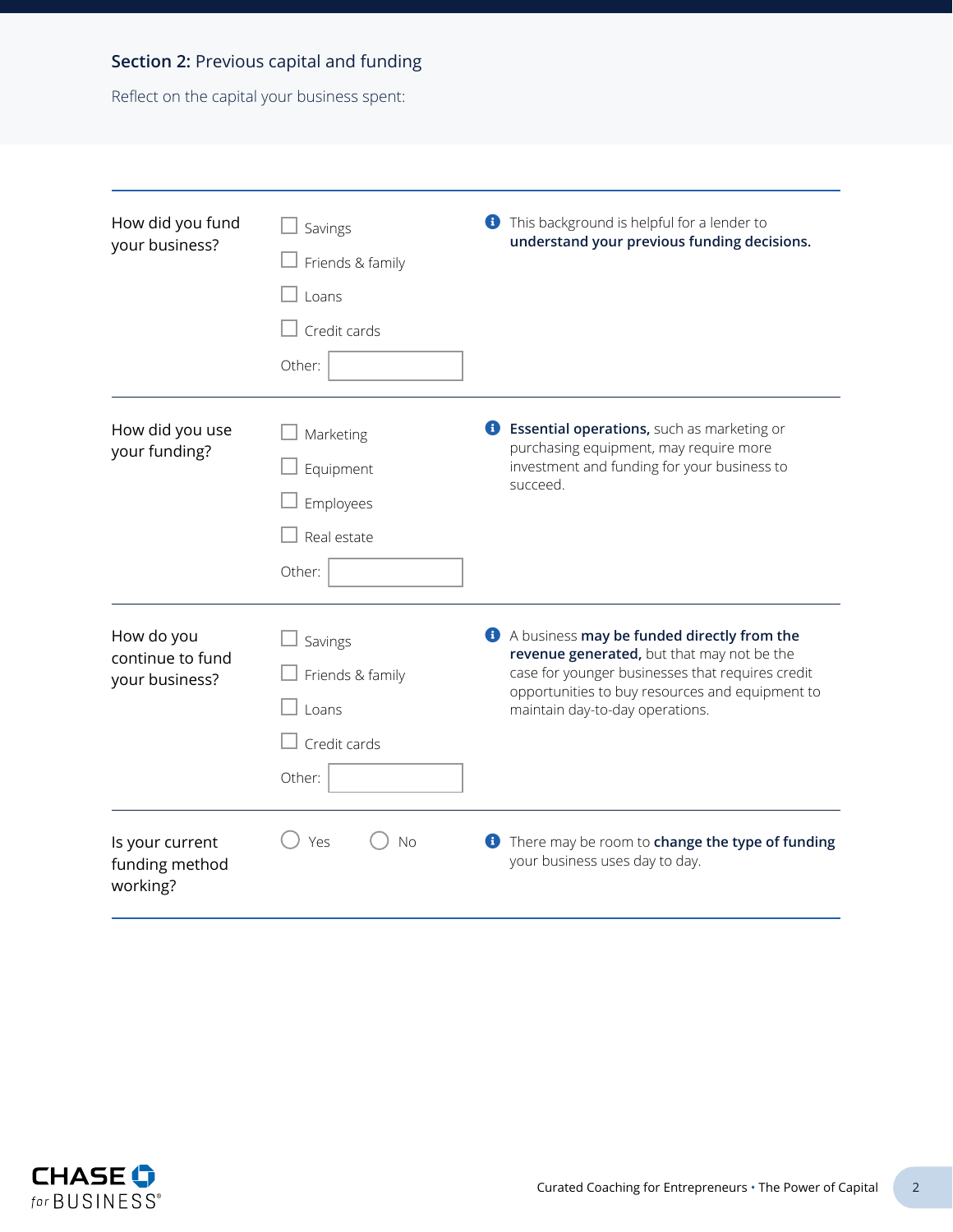## **Section 2:** Previous capital and funding

Reflect on the capital your business spent:

| | | |
|---|---|---|
| How did you fund your business? | ☐ Savings<br>☐ Friends & family<br>☐ Loans<br>☐ Credit cards<br>Other: ______ | This background is helpful for a lender to **understand your previous funding decisions.** |
| How did you use your funding? | ☐ Marketing<br>☐ Equipment<br>☐ Employees<br>☐ Real estate<br>Other: ______ | **Essential operations,** such as marketing or purchasing equipment, may require more investment and funding for your business to succeed. |
| How do you continue to fund your business? | ☐ Savings<br>☐ Friends & family<br>☐ Loans<br>☐ Credit cards<br>Other: ______ | A business **may be funded directly from the revenue generated,** but that may not be the case for younger businesses that requires credit opportunities to buy resources and equipment to maintain day-to-day operations. |
| Is your current funding method working? | ○ Yes ○ No | There may be room to **change the type of funding** your business uses day to day. |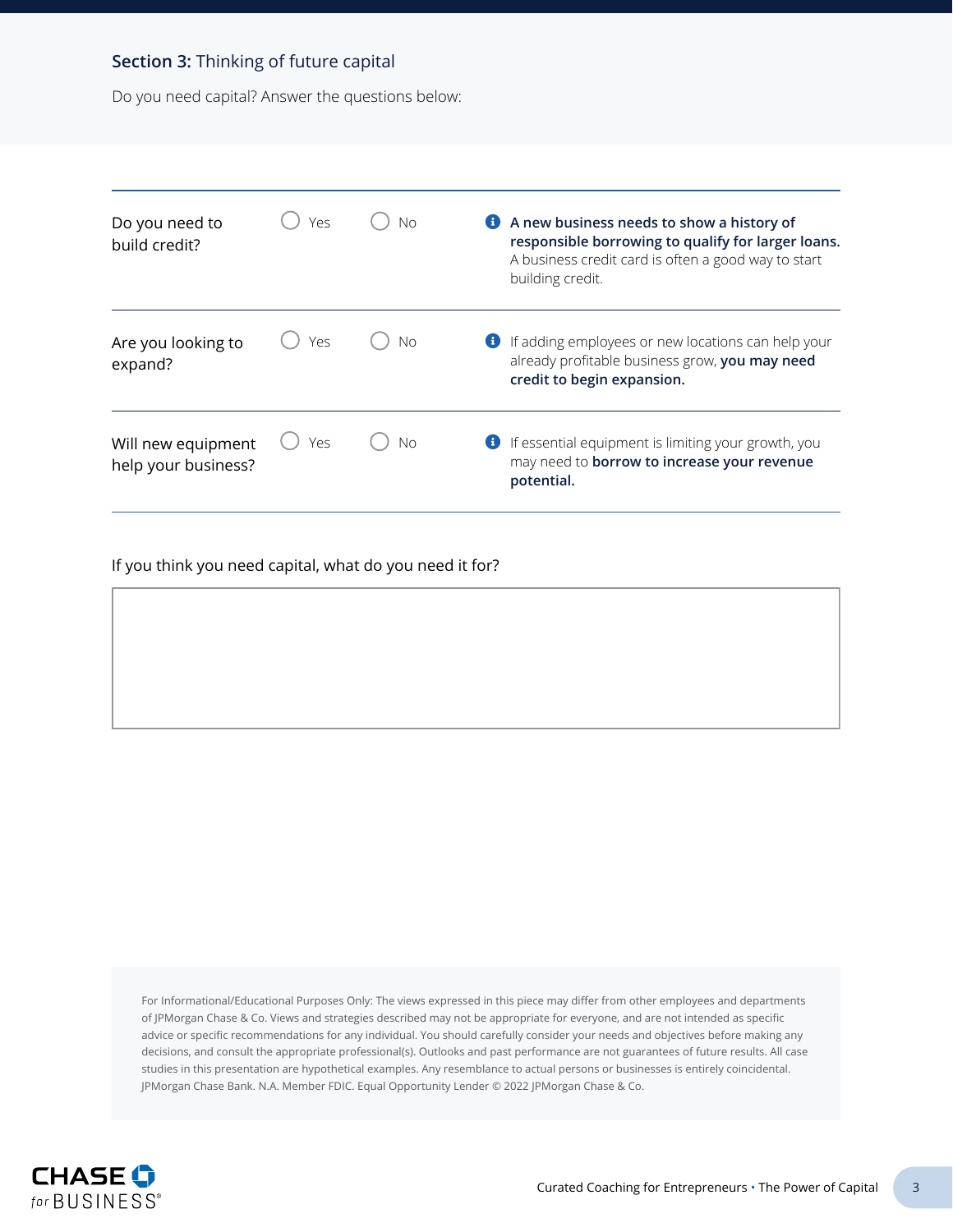## **Section 3:** Thinking of future capital

Do you need capital? Answer the questions below:

| | | | |
|---|---|---|---|
| Do you need to build credit? | ◯ Yes | ◯ No | **A new business needs to show a history of responsible borrowing to qualify for larger loans.** A business credit card is often a good way to start building credit. |
| Are you looking to expand? | ◯ Yes | ◯ No | If adding employees or new locations can help your already profitable business grow, **you may need credit to begin expansion.** |
| Will new equipment help your business? | ◯ Yes | ◯ No | If essential equipment is limiting your growth, you may need to **borrow to increase your revenue potential.** |

If you think you need capital, what do you need it for?

For Informational/Educational Purposes Only: The views expressed in this piece may differ from other employees and departments of JPMorgan Chase & Co. Views and strategies described may not be appropriate for everyone, and are not intended as specific advice or specific recommendations for any individual. You should carefully consider your needs and objectives before making any decisions, and consult the appropriate professional(s). Outlooks and past performance are not guarantees of future results. All case studies in this presentation are hypothetical examples. Any resemblance to actual persons or businesses is entirely coincidental. JPMorgan Chase Bank. N.A. Member FDIC. Equal Opportunity Lender © 2022 JPMorgan Chase & Co.